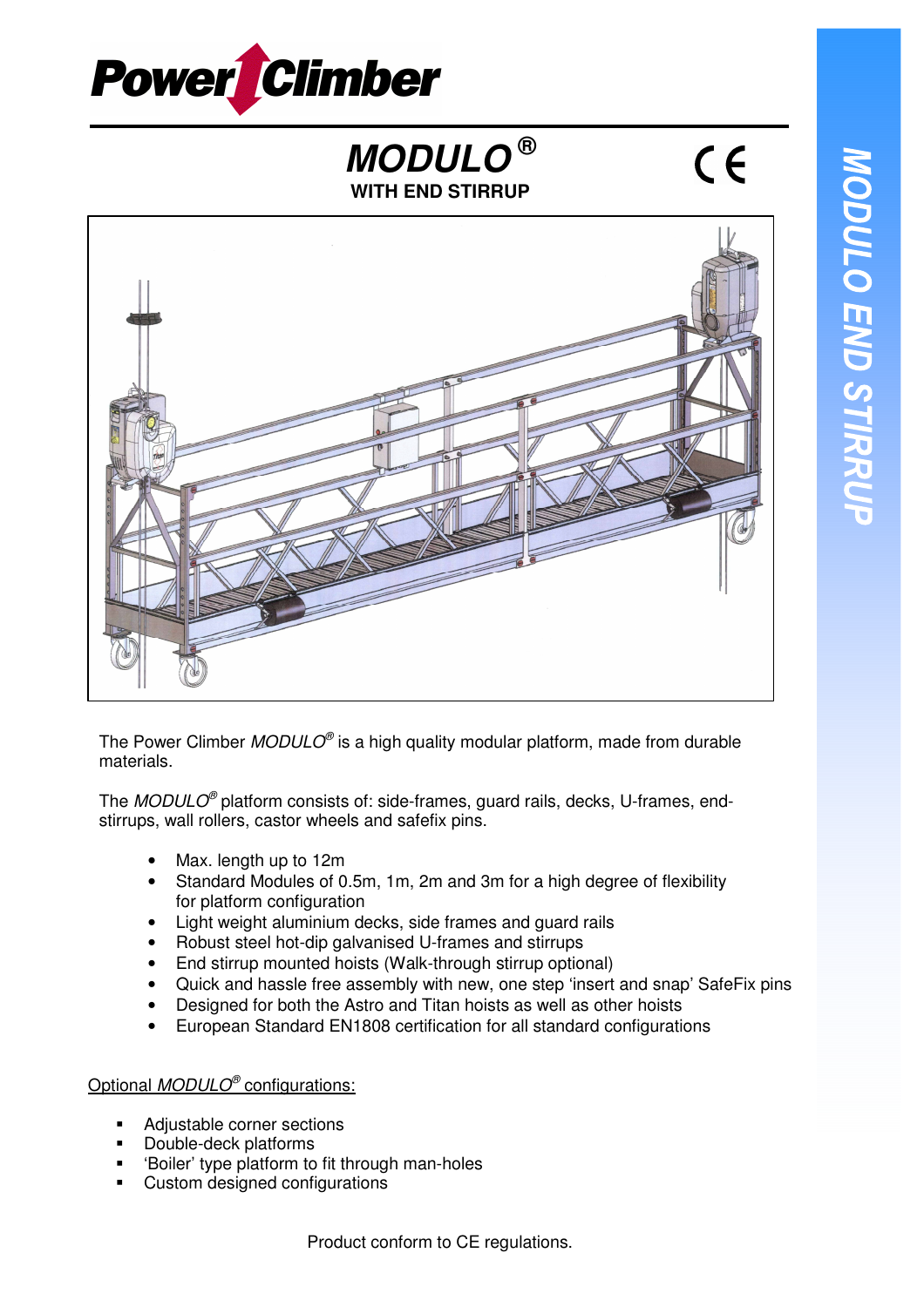# Power Climber

## *MODULO®*

**WITH END STIRRUP**

CE

MODULO END STIRRUP

The Power Climber *MODULO®* is a high quality modular platform, made from durable materials.

The *MODULO®* platform consists of: side-frames, guard rails, decks, U-frames, end-stirrups, wall rollers, castor wheels and safefix pins.

- Max. length up to 12m
- Standard Modules of 0.5m, 1m, 2m and 3m for a high degree of flexibility for platform configuration
- Light weight aluminium decks, side frames and guard rails
- Robust steel hot-dip galvanised U-frames and stirrups
- End stirrup mounted hoists (Walk-through stirrup optional)
- Quick and hassle free assembly with new, one step 'insert and snap' SafeFix pins
- Designed for both the Astro and Titan hoists as well as other hoists
- European Standard EN1808 certification for all standard configurations

Optional *MODULO®* configurations:

- Adjustable corner sections
- Double-deck platforms
- 'Boiler' type platform to fit through man-holes
- Custom designed configurations

Product conform to CE regulations.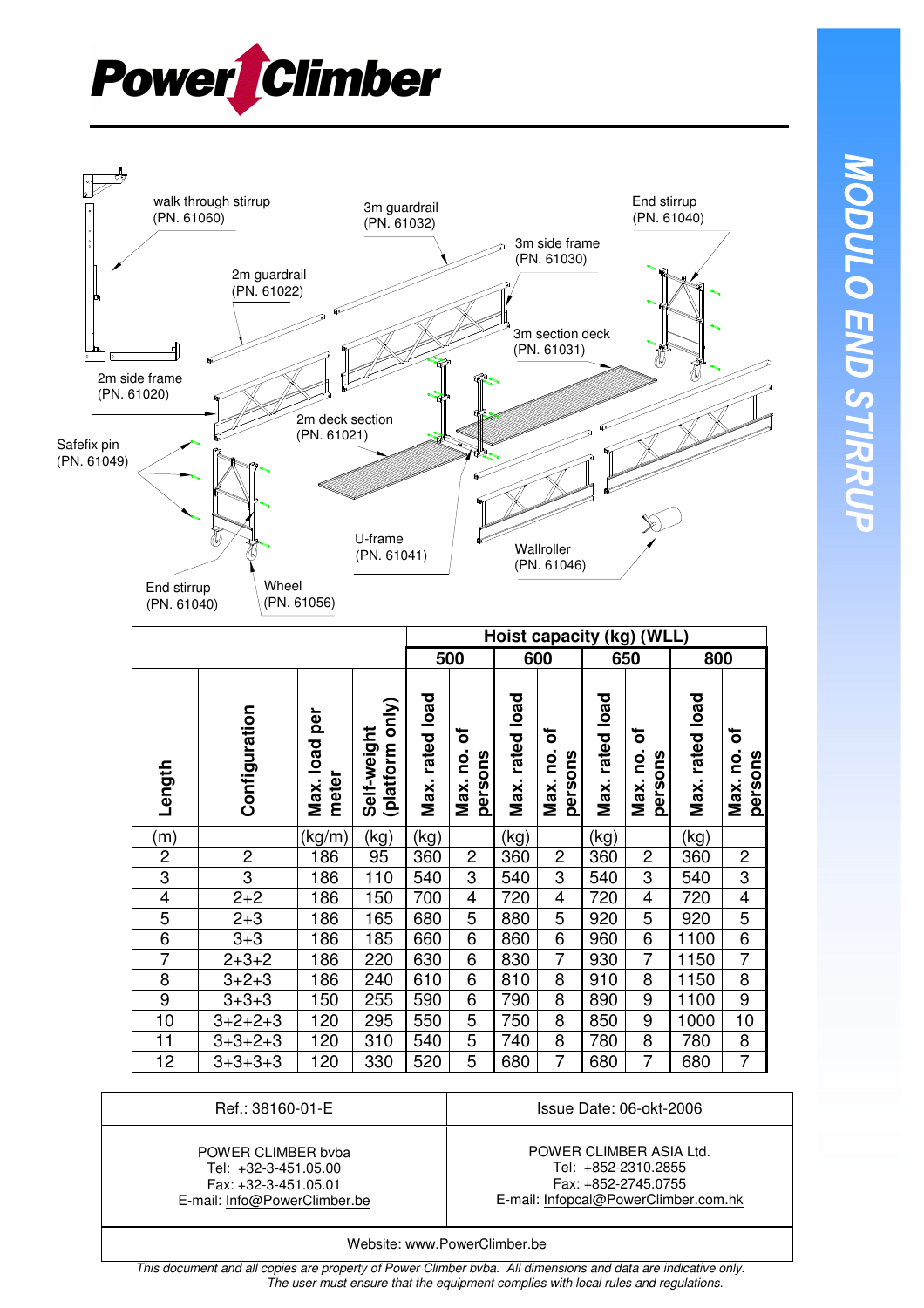# PowerClimber

## MODULO END STIRRUP

walk through stirrup (PN. 61060)

3m guardrail (PN. 61032)

End stirrup (PN. 61040)

3m side frame (PN. 61030)

2m guardrail (PN. 61022)

3m section deck (PN. 61031)

2m side frame (PN. 61020)

2m deck section (PN. 61021)

Safefix pin (PN. 61049)

U-frame (PN. 61041)

Wallroller (PN. 61046)

End stirrup (PN. 61040)

Wheel (PN. 61056)

| | | | | Hoist capacity (kg) (WLL) | | | | | | | |
|---|---|---|---|---|---|---|---|---|---|---|---|
| | | | | 500 | | 600 | | 650 | | 800 | |
| Length | Configuration | Max. load per meter | Self-weight (platform only) | Max. rated load | Max. no. of persons | Max. rated load | Max. no. of persons | Max. rated load | Max. no. of persons | Max. rated load | Max. no. of persons |
| (m) | | (kg/m) | (kg) | (kg) | | (kg) | | (kg) | | (kg) | |
| 2 | 2 | 186 | 95 | 360 | 2 | 360 | 2 | 360 | 2 | 360 | 2 |
| 3 | 3 | 186 | 110 | 540 | 3 | 540 | 3 | 540 | 3 | 540 | 3 |
| 4 | 2+2 | 186 | 150 | 700 | 4 | 720 | 4 | 720 | 4 | 720 | 4 |
| 5 | 2+3 | 186 | 165 | 680 | 5 | 880 | 5 | 920 | 5 | 920 | 5 |
| 6 | 3+3 | 186 | 185 | 660 | 6 | 860 | 6 | 960 | 6 | 1100 | 6 |
| 7 | 2+3+2 | 186 | 220 | 630 | 6 | 830 | 7 | 930 | 7 | 1150 | 7 |
| 8 | 3+2+3 | 186 | 240 | 610 | 6 | 810 | 8 | 910 | 8 | 1150 | 8 |
| 9 | 3+3+3 | 150 | 255 | 590 | 6 | 790 | 8 | 890 | 9 | 1100 | 9 |
| 10 | 3+2+2+3 | 120 | 295 | 550 | 5 | 750 | 8 | 850 | 9 | 1000 | 10 |
| 11 | 3+3+2+3 | 120 | 310 | 540 | 5 | 740 | 8 | 780 | 8 | 780 | 8 |
| 12 | 3+3+3+3 | 120 | 330 | 520 | 5 | 680 | 7 | 680 | 7 | 680 | 7 |

| Ref.: 38160-01-E | Issue Date: 06-okt-2006 |
|---|---|
| POWER CLIMBER bvba<br>Tel: +32-3-451.05.00<br>Fax: +32-3-451.05.01<br>E-mail: Info@PowerClimber.be | POWER CLIMBER ASIA Ltd.<br>Tel: +852-2310.2855<br>Fax: +852-2745.0755<br>E-mail: Infopcal@PowerClimber.com.hk |

Website: www.PowerClimber.be

*This document and all copies are property of Power Climber bvba. All dimensions and data are indicative only. The user must ensure that the equipment complies with local rules and regulations.*